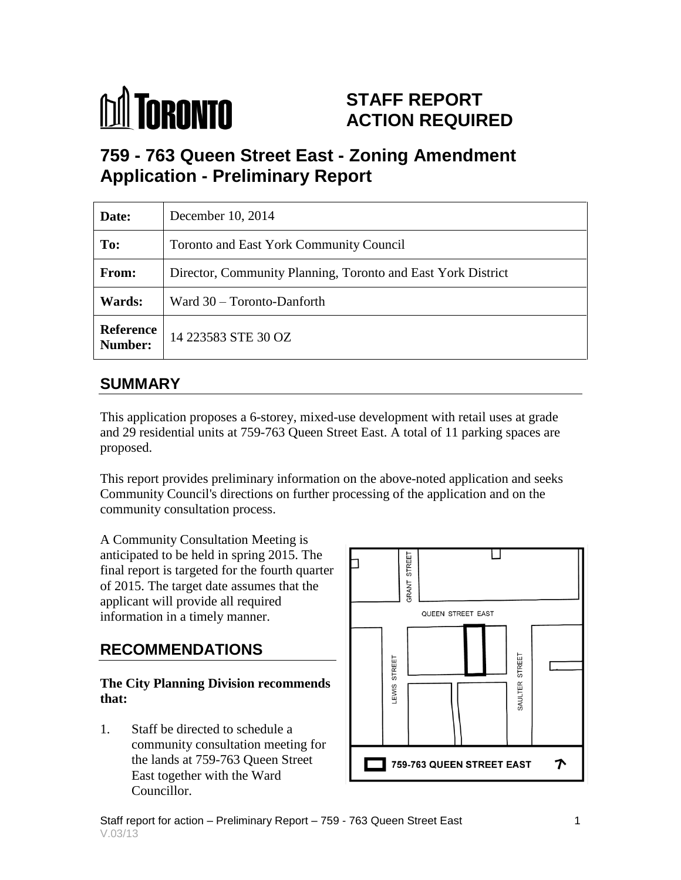# STAFF REPORT ACTION REQUIRED

## 759 - 763 Queen Street East - Zoning Amendment Application - Preliminary Report

| | |
|---|---|
| **Date:** | December 10, 2014 |
| **To:** | Toronto and East York Community Council |
| **From:** | Director, Community Planning, Toronto and East York District |
| **Wards:** | Ward 30 – Toronto-Danforth |
| **Reference Number:** | 14 223583 STE 30 OZ |

## SUMMARY

This application proposes a 6-storey, mixed-use development with retail uses at grade and 29 residential units at 759-763 Queen Street East. A total of 11 parking spaces are proposed.

This report provides preliminary information on the above-noted application and seeks Community Council's directions on further processing of the application and on the community consultation process.

A Community Consultation Meeting is anticipated to be held in spring 2015. The final report is targeted for the fourth quarter of 2015. The target date assumes that the applicant will provide all required information in a timely manner.

## RECOMMENDATIONS

**The City Planning Division recommends that:**

1. Staff be directed to schedule a community consultation meeting for the lands at 759-763 Queen Street East together with the Ward Councillor.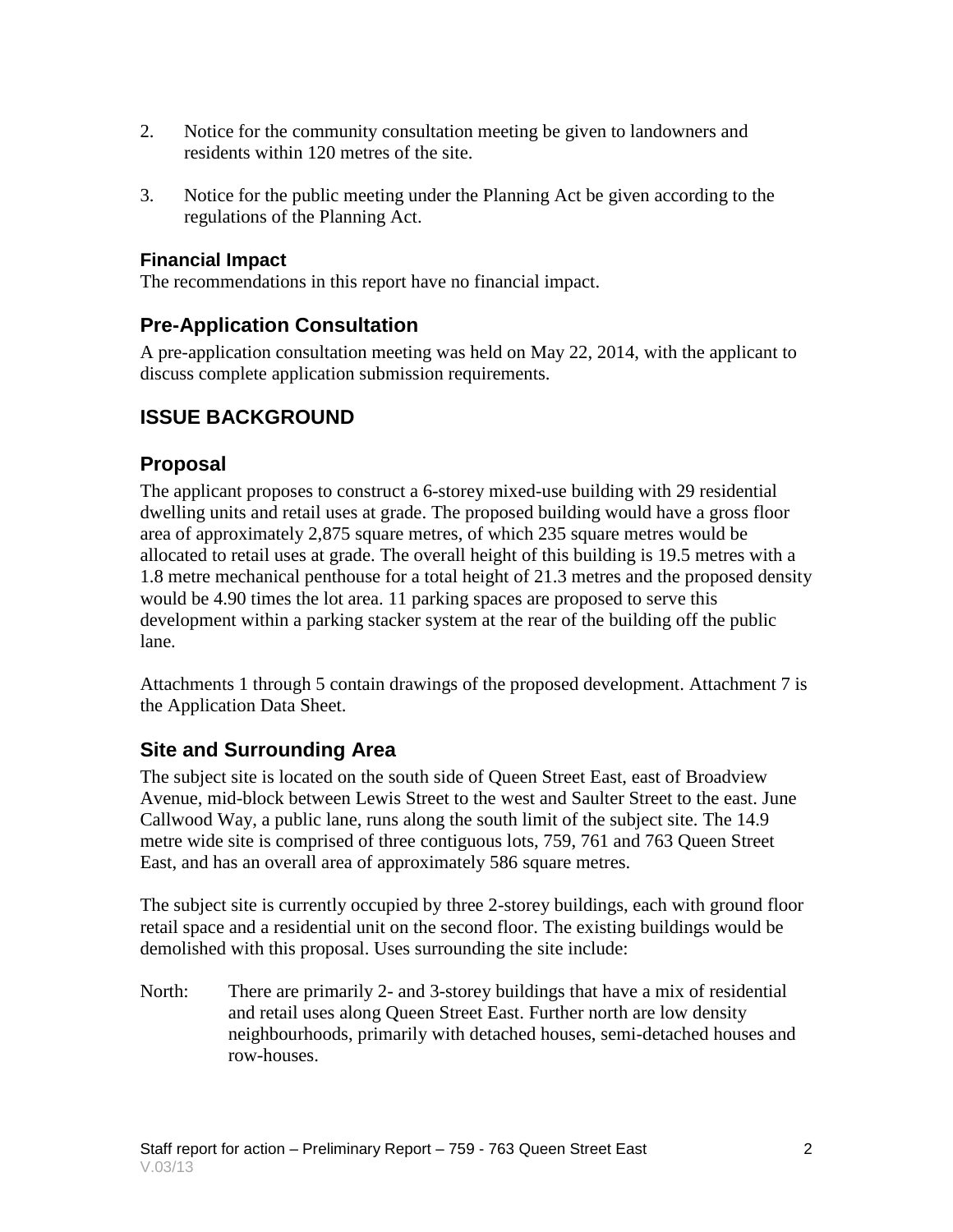2. Notice for the community consultation meeting be given to landowners and residents within 120 metres of the site.

3. Notice for the public meeting under the Planning Act be given according to the regulations of the Planning Act.

### Financial Impact

The recommendations in this report have no financial impact.

## Pre-Application Consultation

A pre-application consultation meeting was held on May 22, 2014, with the applicant to discuss complete application submission requirements.

## ISSUE BACKGROUND

## Proposal

The applicant proposes to construct a 6-storey mixed-use building with 29 residential dwelling units and retail uses at grade. The proposed building would have a gross floor area of approximately 2,875 square metres, of which 235 square metres would be allocated to retail uses at grade. The overall height of this building is 19.5 metres with a 1.8 metre mechanical penthouse for a total height of 21.3 metres and the proposed density would be 4.90 times the lot area. 11 parking spaces are proposed to serve this development within a parking stacker system at the rear of the building off the public lane.

Attachments 1 through 5 contain drawings of the proposed development. Attachment 7 is the Application Data Sheet.

## Site and Surrounding Area

The subject site is located on the south side of Queen Street East, east of Broadview Avenue, mid-block between Lewis Street to the west and Saulter Street to the east. June Callwood Way, a public lane, runs along the south limit of the subject site. The 14.9 metre wide site is comprised of three contiguous lots, 759, 761 and 763 Queen Street East, and has an overall area of approximately 586 square metres.

The subject site is currently occupied by three 2-storey buildings, each with ground floor retail space and a residential unit on the second floor. The existing buildings would be demolished with this proposal. Uses surrounding the site include:

North: There are primarily 2- and 3-storey buildings that have a mix of residential and retail uses along Queen Street East. Further north are low density neighbourhoods, primarily with detached houses, semi-detached houses and row-houses.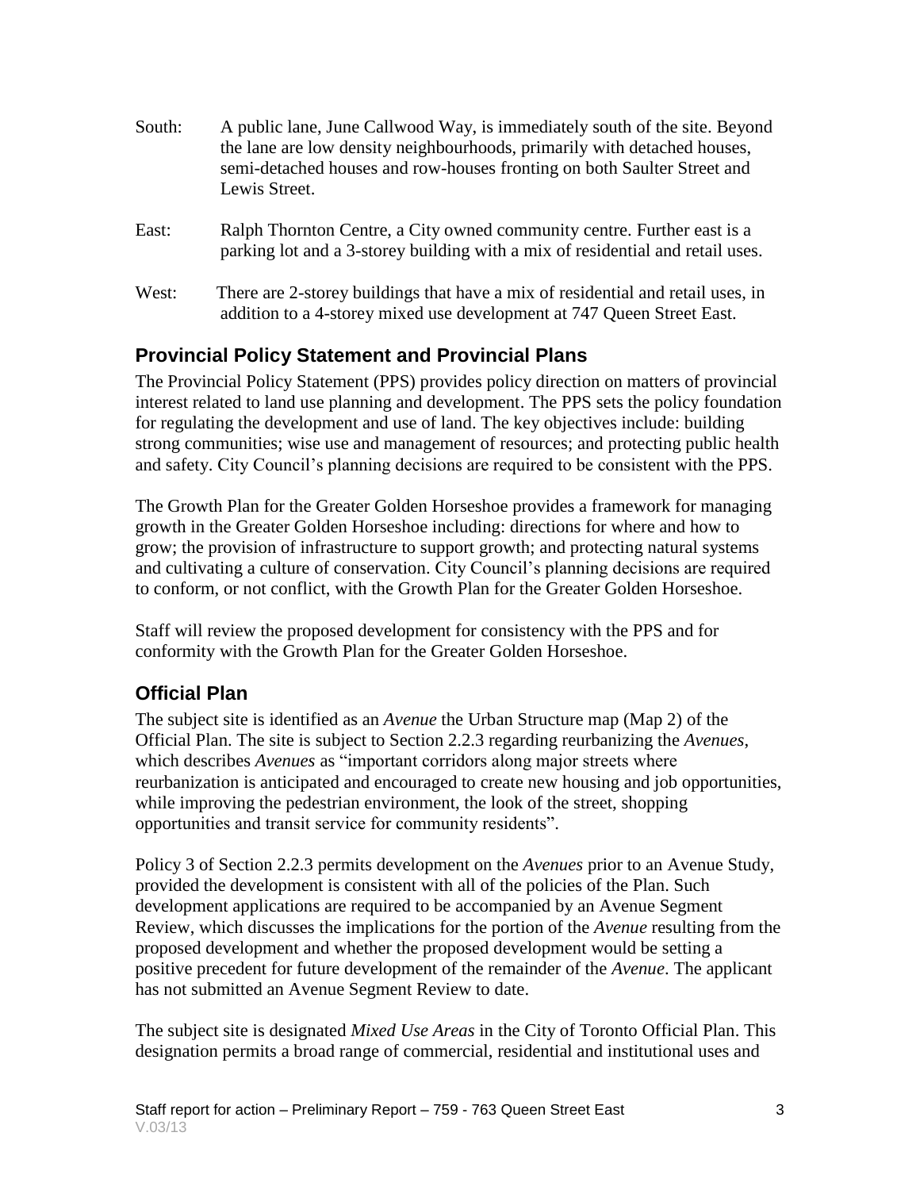South: A public lane, June Callwood Way, is immediately south of the site. Beyond the lane are low density neighbourhoods, primarily with detached houses, semi-detached houses and row-houses fronting on both Saulter Street and Lewis Street.

East: Ralph Thornton Centre, a City owned community centre. Further east is a parking lot and a 3-storey building with a mix of residential and retail uses.

West: There are 2-storey buildings that have a mix of residential and retail uses, in addition to a 4-storey mixed use development at 747 Queen Street East.

## Provincial Policy Statement and Provincial Plans

The Provincial Policy Statement (PPS) provides policy direction on matters of provincial interest related to land use planning and development. The PPS sets the policy foundation for regulating the development and use of land. The key objectives include: building strong communities; wise use and management of resources; and protecting public health and safety. City Council's planning decisions are required to be consistent with the PPS.

The Growth Plan for the Greater Golden Horseshoe provides a framework for managing growth in the Greater Golden Horseshoe including: directions for where and how to grow; the provision of infrastructure to support growth; and protecting natural systems and cultivating a culture of conservation. City Council's planning decisions are required to conform, or not conflict, with the Growth Plan for the Greater Golden Horseshoe.

Staff will review the proposed development for consistency with the PPS and for conformity with the Growth Plan for the Greater Golden Horseshoe.

## Official Plan

The subject site is identified as an *Avenue* the Urban Structure map (Map 2) of the Official Plan. The site is subject to Section 2.2.3 regarding reurbanizing the *Avenues*, which describes *Avenues* as "important corridors along major streets where reurbanization is anticipated and encouraged to create new housing and job opportunities, while improving the pedestrian environment, the look of the street, shopping opportunities and transit service for community residents".

Policy 3 of Section 2.2.3 permits development on the *Avenues* prior to an Avenue Study, provided the development is consistent with all of the policies of the Plan. Such development applications are required to be accompanied by an Avenue Segment Review, which discusses the implications for the portion of the *Avenue* resulting from the proposed development and whether the proposed development would be setting a positive precedent for future development of the remainder of the *Avenue*. The applicant has not submitted an Avenue Segment Review to date.

The subject site is designated *Mixed Use Areas* in the City of Toronto Official Plan. This designation permits a broad range of commercial, residential and institutional uses and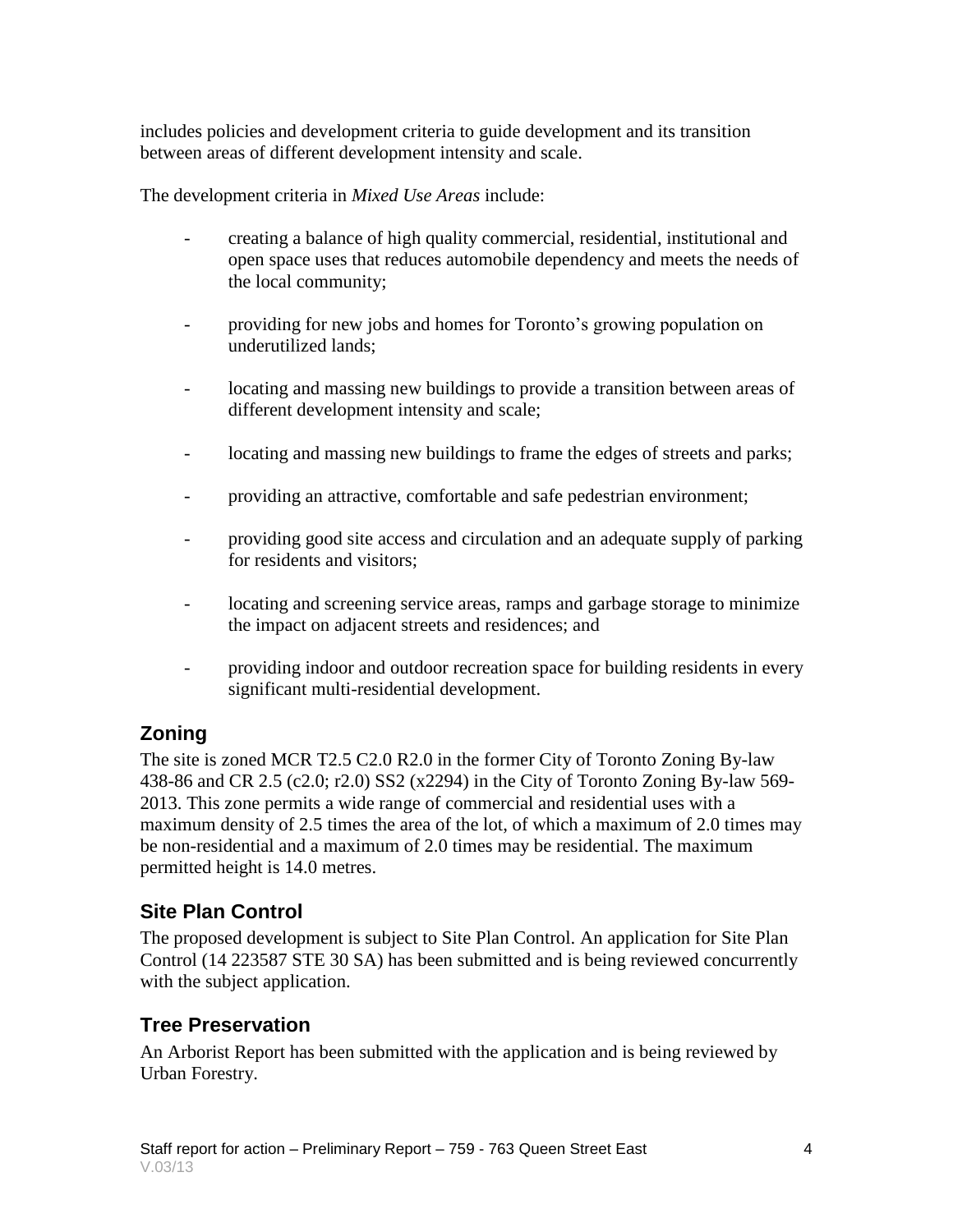includes policies and development criteria to guide development and its transition between areas of different development intensity and scale.

The development criteria in *Mixed Use Areas* include:

- creating a balance of high quality commercial, residential, institutional and open space uses that reduces automobile dependency and meets the needs of the local community;
- providing for new jobs and homes for Toronto's growing population on underutilized lands;
- locating and massing new buildings to provide a transition between areas of different development intensity and scale;
- locating and massing new buildings to frame the edges of streets and parks;
- providing an attractive, comfortable and safe pedestrian environment;
- providing good site access and circulation and an adequate supply of parking for residents and visitors;
- locating and screening service areas, ramps and garbage storage to minimize the impact on adjacent streets and residences; and
- providing indoor and outdoor recreation space for building residents in every significant multi-residential development.

## Zoning

The site is zoned MCR T2.5 C2.0 R2.0 in the former City of Toronto Zoning By-law 438-86 and CR 2.5 (c2.0; r2.0) SS2 (x2294) in the City of Toronto Zoning By-law 569-2013. This zone permits a wide range of commercial and residential uses with a maximum density of 2.5 times the area of the lot, of which a maximum of 2.0 times may be non-residential and a maximum of 2.0 times may be residential. The maximum permitted height is 14.0 metres.

## Site Plan Control

The proposed development is subject to Site Plan Control. An application for Site Plan Control (14 223587 STE 30 SA) has been submitted and is being reviewed concurrently with the subject application.

## Tree Preservation

An Arborist Report has been submitted with the application and is being reviewed by Urban Forestry.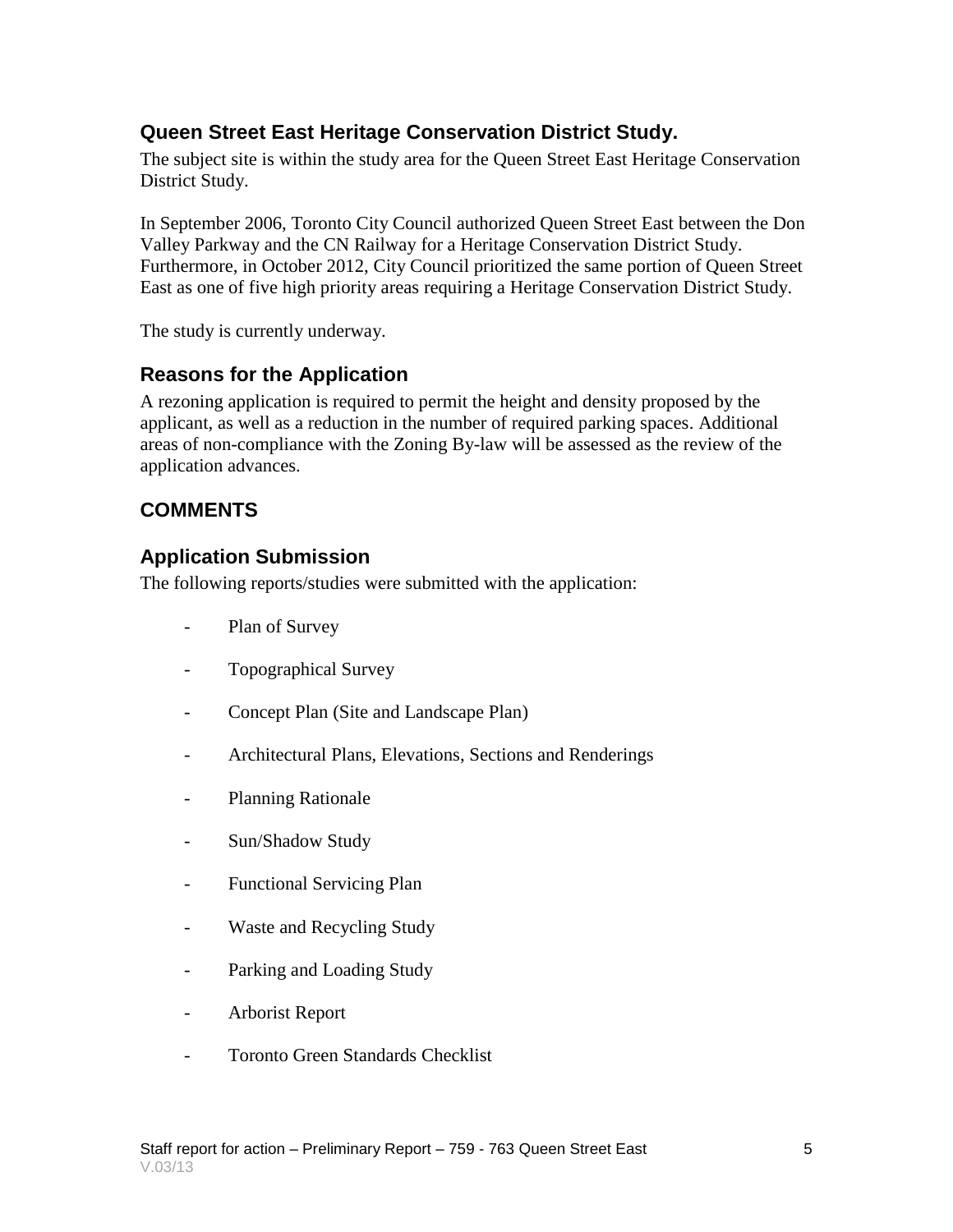### Queen Street East Heritage Conservation District Study.

The subject site is within the study area for the Queen Street East Heritage Conservation District Study.

In September 2006, Toronto City Council authorized Queen Street East between the Don Valley Parkway and the CN Railway for a Heritage Conservation District Study. Furthermore, in October 2012, City Council prioritized the same portion of Queen Street East as one of five high priority areas requiring a Heritage Conservation District Study.

The study is currently underway.

### Reasons for the Application

A rezoning application is required to permit the height and density proposed by the applicant, as well as a reduction in the number of required parking spaces. Additional areas of non-compliance with the Zoning By-law will be assessed as the review of the application advances.

## COMMENTS

### Application Submission

The following reports/studies were submitted with the application:

- Plan of Survey
- Topographical Survey
- Concept Plan (Site and Landscape Plan)
- Architectural Plans, Elevations, Sections and Renderings
- Planning Rationale
- Sun/Shadow Study
- Functional Servicing Plan
- Waste and Recycling Study
- Parking and Loading Study
- Arborist Report
- Toronto Green Standards Checklist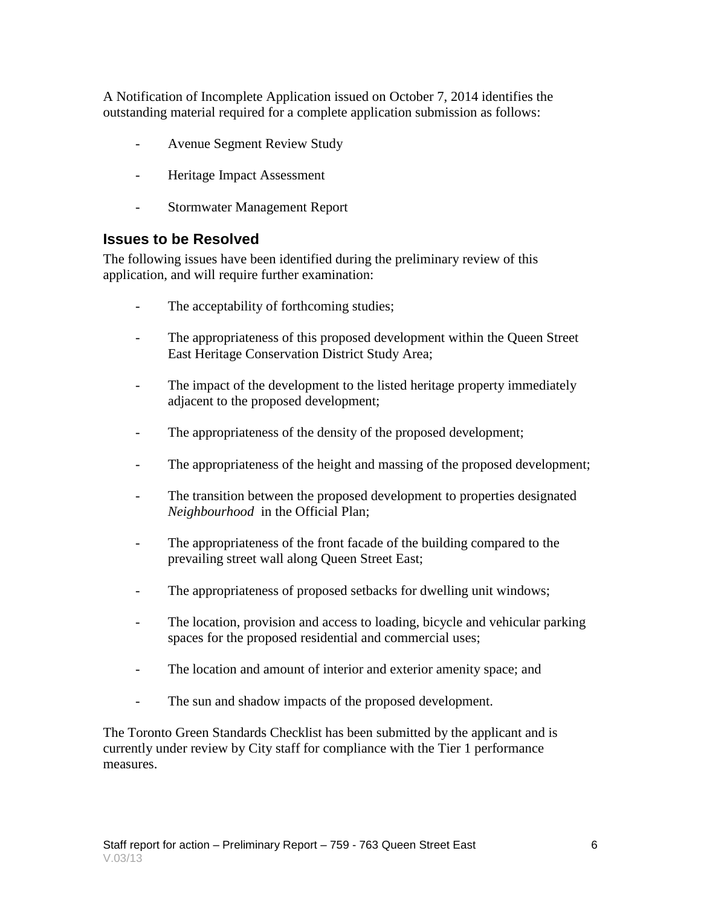A Notification of Incomplete Application issued on October 7, 2014 identifies the outstanding material required for a complete application submission as follows:

- Avenue Segment Review Study
- Heritage Impact Assessment
- Stormwater Management Report

## Issues to be Resolved

The following issues have been identified during the preliminary review of this application, and will require further examination:

- The acceptability of forthcoming studies;
- The appropriateness of this proposed development within the Queen Street East Heritage Conservation District Study Area;
- The impact of the development to the listed heritage property immediately adjacent to the proposed development;
- The appropriateness of the density of the proposed development;
- The appropriateness of the height and massing of the proposed development;
- The transition between the proposed development to properties designated *Neighbourhood* in the Official Plan;
- The appropriateness of the front facade of the building compared to the prevailing street wall along Queen Street East;
- The appropriateness of proposed setbacks for dwelling unit windows;
- The location, provision and access to loading, bicycle and vehicular parking spaces for the proposed residential and commercial uses;
- The location and amount of interior and exterior amenity space; and
- The sun and shadow impacts of the proposed development.

The Toronto Green Standards Checklist has been submitted by the applicant and is currently under review by City staff for compliance with the Tier 1 performance measures.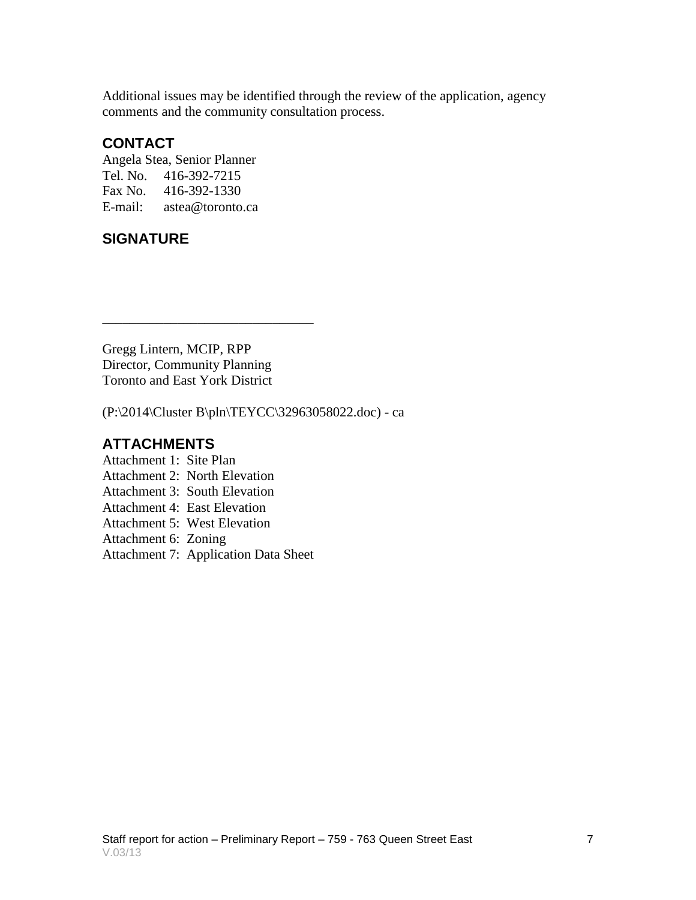Additional issues may be identified through the review of the application, agency comments and the community consultation process.

## CONTACT

Angela Stea, Senior Planner
Tel. No. 416-392-7215
Fax No. 416-392-1330
E-mail: astea@toronto.ca

## SIGNATURE

_______________________________

Gregg Lintern, MCIP, RPP
Director, Community Planning
Toronto and East York District

(P:\2014\Cluster B\pln\TEYCC\32963058022.doc) - ca

## ATTACHMENTS

Attachment 1: Site Plan
Attachment 2: North Elevation
Attachment 3: South Elevation
Attachment 4: East Elevation
Attachment 5: West Elevation
Attachment 6: Zoning
Attachment 7: Application Data Sheet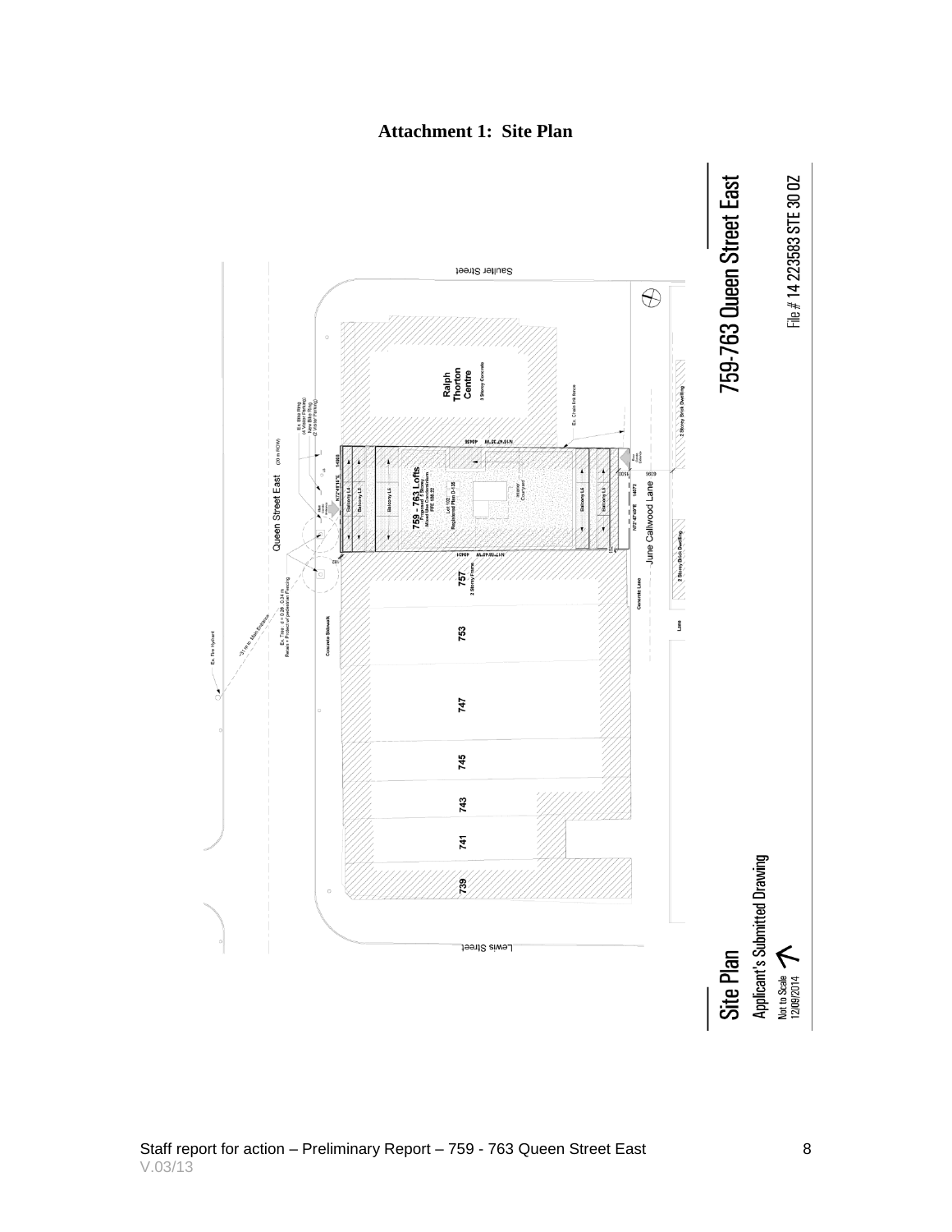# Attachment 1: Site Plan

Saulter Street

Ralph Thorton Centre

3 Storey Concrete

Ex. Chain link fence

2 Storey Brick Dwelling

Queen Street East

(20 m ROW)

Ex. Bike Ring (4 Visitor Parking)

New Bike Ring (2 Visitor Parking)

Balcony L4

Balcony L5

Balcony L6

759 - 763 Lofts

Proposed 6 Storey Mixed Use Condominium

Lot 102

Registered Plan D-135

Interior Courtyard

June Callwood Lane

757

2 Storey Frame

Concrete Lane

Lane

2 Storey Brick Dwelling

Ex. Fire Hydrant

Ex. Tree

Retain + Protect w/ pedestrian Fencing

Concrete Sidewalk

753

747

745

743

741

739

Lewis Street

## 759-763 Queen Street East

File # 14 223583 STE 30 OZ

## Site Plan

Applicant's Submitted Drawing

Not to Scale

12/09/2014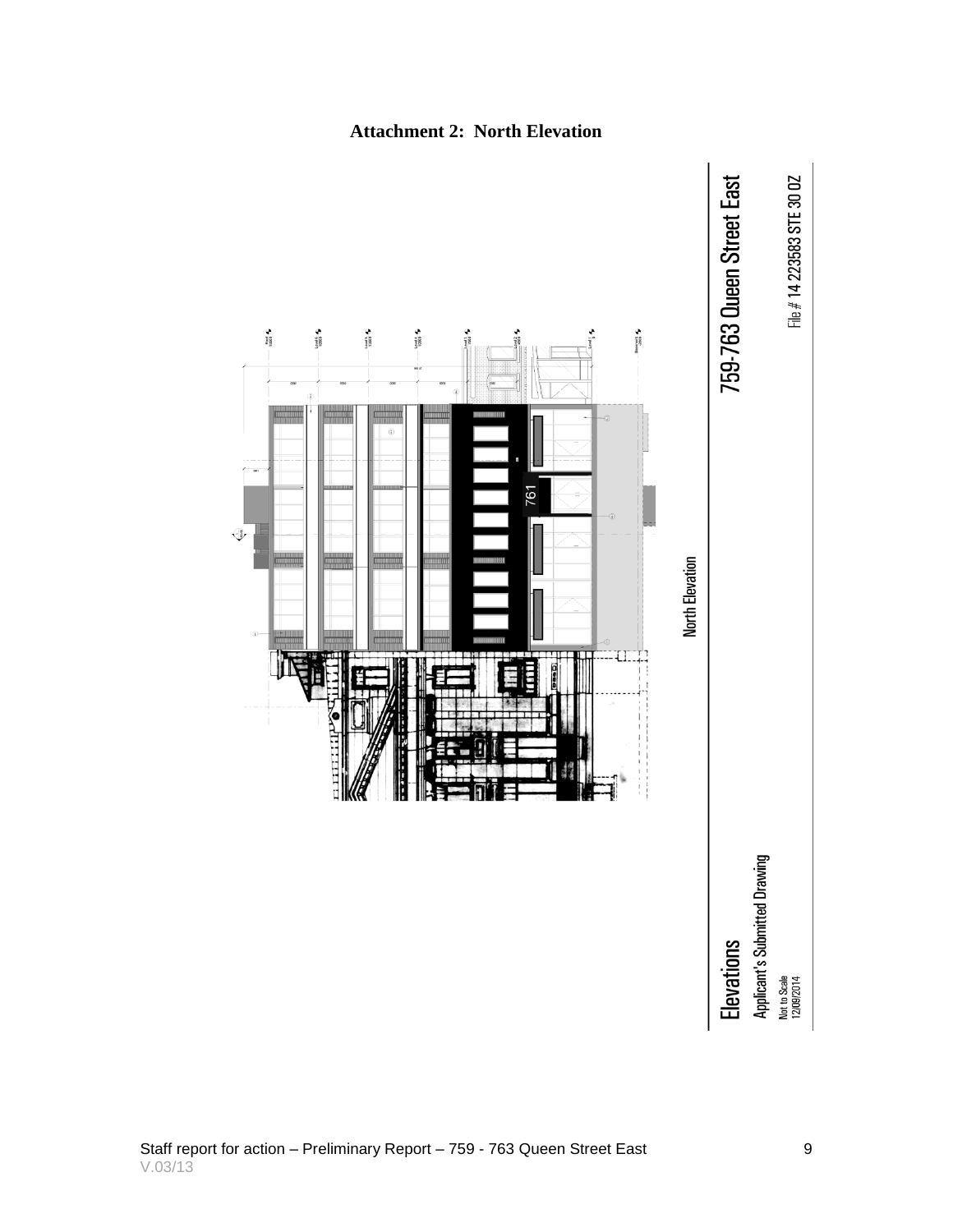**Attachment 2: North Elevation**

North Elevation

761

Elevations

Applicant's Submitted Drawing

Not to Scale
12/09/2014

759-763 Queen Street East

File # 14 223583 STE 30 OZ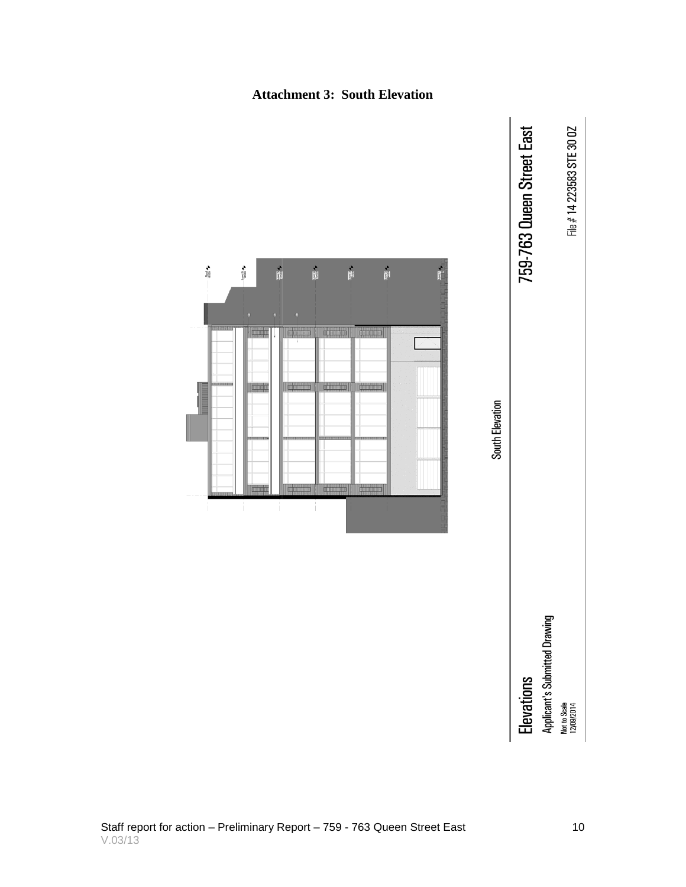**Attachment 3: South Elevation**

South Elevation

759-763 Queen Street East

File # 14 223583 STE 30 OZ

Elevations

Applicant's Submitted Drawing

Not to Scale
12/09/2014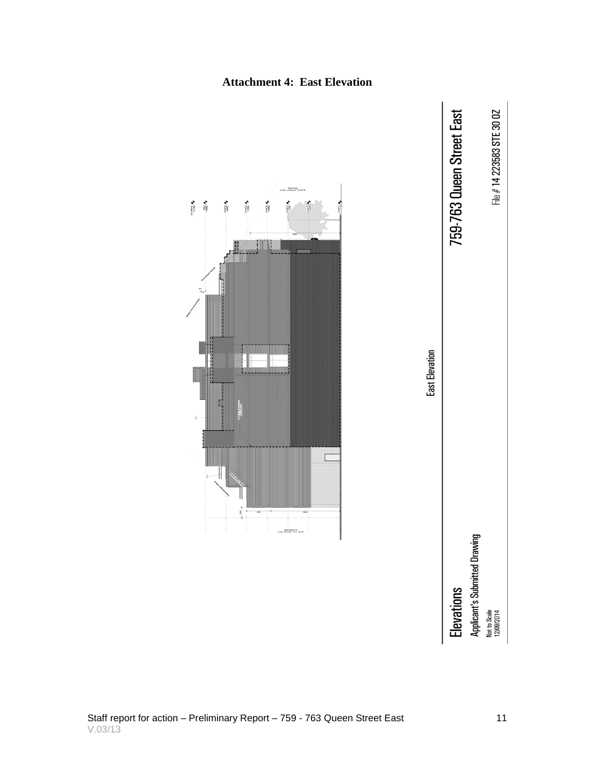**Attachment 4: East Elevation**

East Elevation

759-763 Queen Street East

File # 14 223583 STE 30 OZ

Elevations

Applicant's Submitted Drawing

Not to Scale
12/09/2014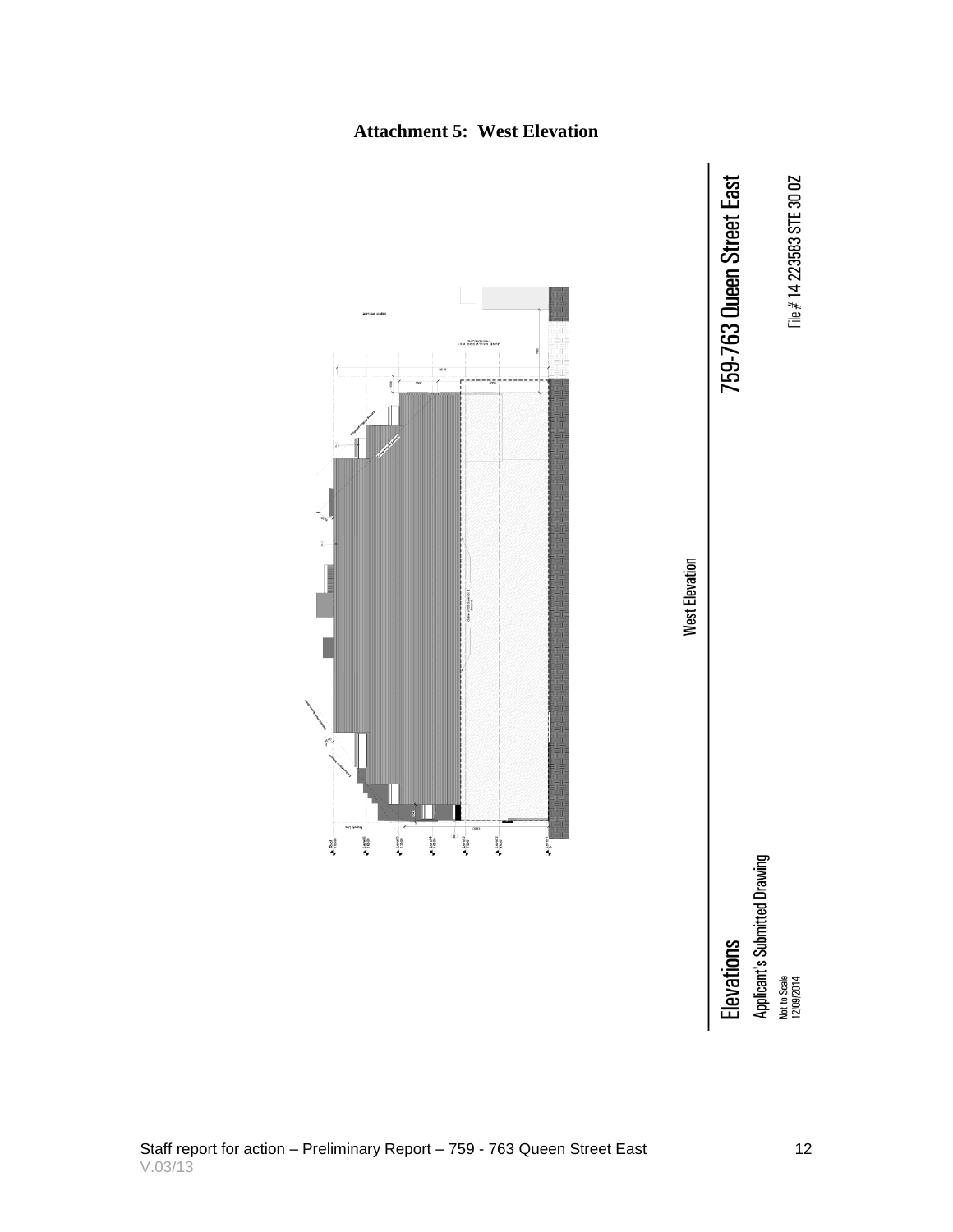**Attachment 5: West Elevation**

West Elevation

Elevations

Applicant's Submitted Drawing

Not to Scale
12/09/2014

759-763 Queen Street East

File # 14 223583 STE 30 OZ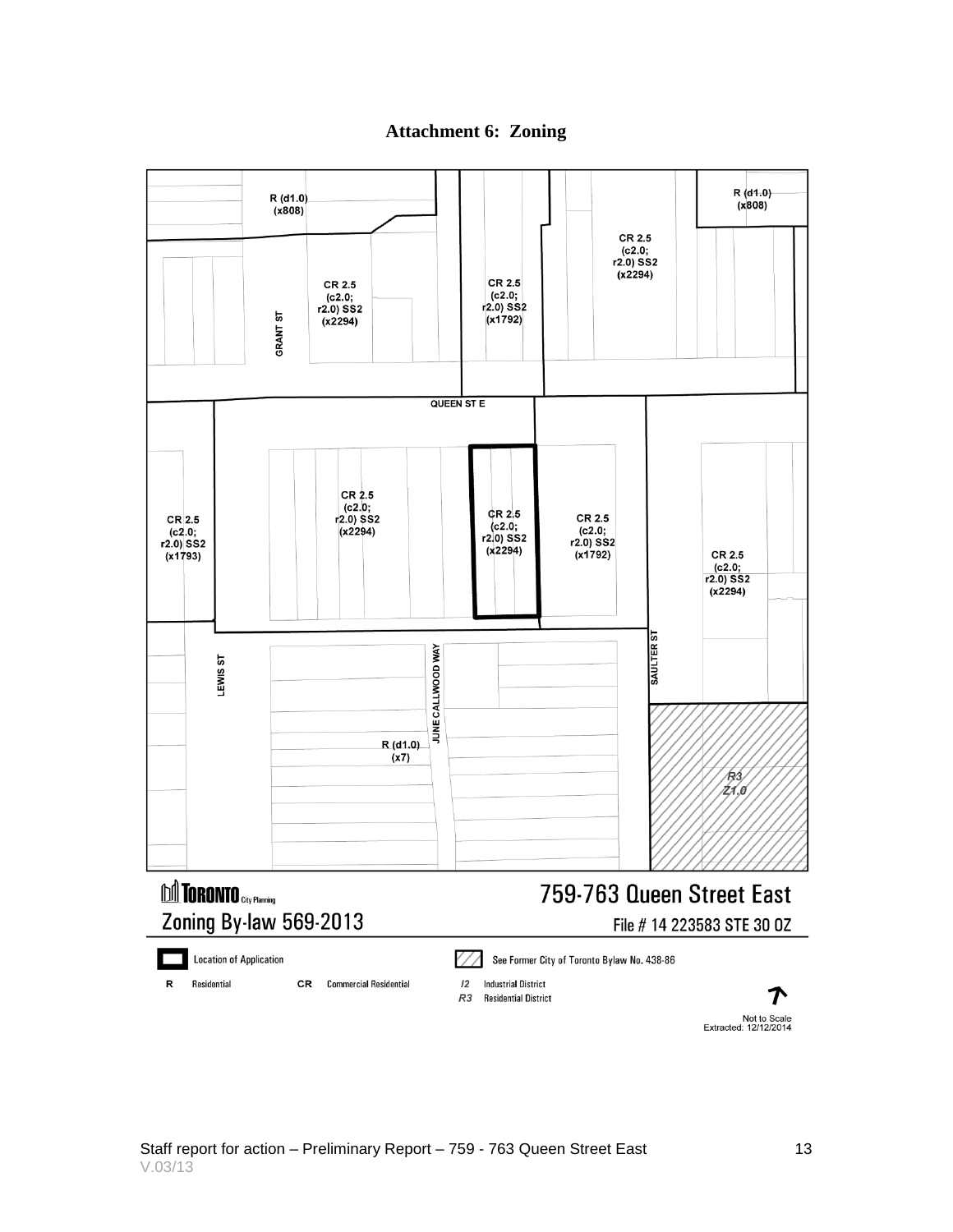# Attachment 6: Zoning

R (d1.0) (x808)

CR 2.5 (c2.0; r2.0) SS2 (x2294)

CR 2.5 (c2.0; r2.0) SS2 (x1792)

GRANT ST

QUEEN ST E

CR 2.5 (c2.0; r2.0) SS2 (x1793)

LEWIS ST

JUNE CALLWOOD WAY

R (d1.0) (x7)

SAULTER ST

R3 Z1.0

TORONTO City Planning

Zoning By-law 569-2013

759-763 Queen Street East

File # 14 223583 STE 30 OZ

Location of Application

See Former City of Toronto Bylaw No. 438-86

R Residential

CR Commercial Residential

I2 Industrial District

R3 Residential District

Not to Scale
Extracted: 12/12/2014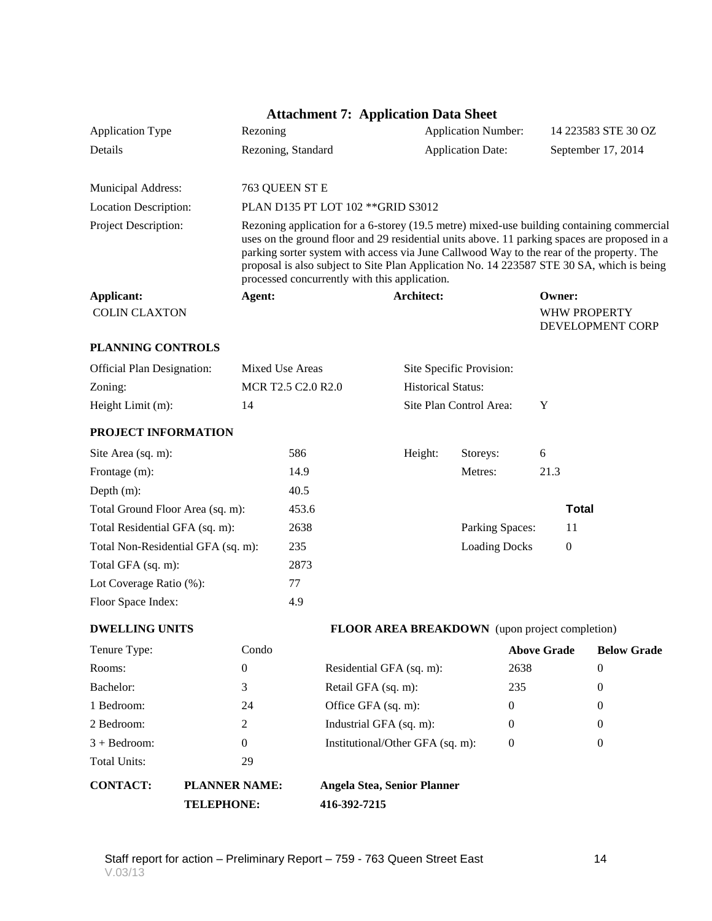# Attachment 7: Application Data Sheet

| | | | |
|---|---|---|---|
| Application Type | Rezoning | Application Number: | 14 223583 STE 30 OZ |
| Details | Rezoning, Standard | Application Date: | September 17, 2014 |

| | |
|---|---|
| Municipal Address: | 763 QUEEN ST E |
| Location Description: | PLAN D135 PT LOT 102 **GRID S3012 |
| Project Description: | Rezoning application for a 6-storey (19.5 metre) mixed-use building containing commercial uses on the ground floor and 29 residential units above. 11 parking spaces are proposed in a parking sorter system with access via June Callwood Way to the rear of the property. The proposal is also subject to Site Plan Application No. 14 223587 STE 30 SA, which is being processed concurrently with this application. |

| **Applicant:** | **Agent:** | **Architect:** | **Owner:** |
|---|---|---|---|
| COLIN CLAXTON | | | WHW PROPERTY DEVELOPMENT CORP |

**PLANNING CONTROLS**

| | | | |
|---|---|---|---|
| Official Plan Designation: | Mixed Use Areas | Site Specific Provision: | |
| Zoning: | MCR T2.5 C2.0 R2.0 | Historical Status: | |
| Height Limit (m): | 14 | Site Plan Control Area: | Y |

**PROJECT INFORMATION**

| | | | | |
|---|---|---|---|---|
| Site Area (sq. m): | 586 | Height: | Storeys: | 6 |
| Frontage (m): | 14.9 | | Metres: | 21.3 |
| Depth (m): | 40.5 | | | |
| Total Ground Floor Area (sq. m): | 453.6 | | | **Total** |
| Total Residential GFA (sq. m): | 2638 | | Parking Spaces: | 11 |
| Total Non-Residential GFA (sq. m): | 235 | | Loading Docks | 0 |
| Total GFA (sq. m): | 2873 | | | |
| Lot Coverage Ratio (%): | 77 | | | |
| Floor Space Index: | 4.9 | | | |

**DWELLING UNITS** / **FLOOR AREA BREAKDOWN** (upon project completion)

| | | | **Above Grade** | **Below Grade** |
|---|---|---|---|---|
| Tenure Type: | Condo | | | |
| Rooms: | 0 | Residential GFA (sq. m): | 2638 | 0 |
| Bachelor: | 3 | Retail GFA (sq. m): | 235 | 0 |
| 1 Bedroom: | 24 | Office GFA (sq. m): | 0 | 0 |
| 2 Bedroom: | 2 | Industrial GFA (sq. m): | 0 | 0 |
| 3 + Bedroom: | 0 | Institutional/Other GFA (sq. m): | 0 | 0 |
| Total Units: | 29 | | | |

| | | |
|---|---|---|
| **CONTACT:** | **PLANNER NAME:** | **Angela Stea, Senior Planner** |
| | **TELEPHONE:** | **416-392-7215** |